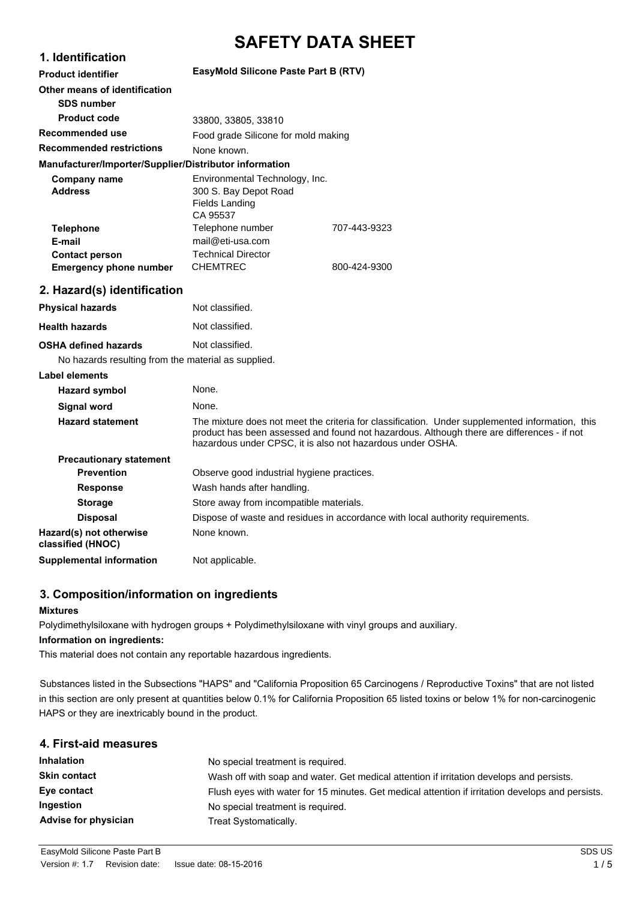# SAFETY DATA SHEET

## 1. Identification

| | | |
|---|---|---|
| **Product identifier** | **EasyMold Silicone Paste Part B (RTV)** | |
| **Other means of identification** | | |
| **SDS number** | | |
| **Product code** | 33800, 33805, 33810 | |
| **Recommended use** | Food grade Silicone for mold making | |
| **Recommended restrictions** | None known. | |

**Manufacturer/Importer/Supplier/Distributor information**

| | | |
|---|---|---|
| **Company name** | Environmental Technology, Inc. | |
| **Address** | 300 S. Bay Depot Road<br>Fields Landing<br>CA 95537 | |
| **Telephone** | Telephone number | 707-443-9323 |
| **E-mail** | mail@eti-usa.com | |
| **Contact person** | Technical Director | |
| **Emergency phone number** | CHEMTREC | 800-424-9300 |

## 2. Hazard(s) identification

| | |
|---|---|
| **Physical hazards** | Not classified. |
| **Health hazards** | Not classified. |
| **OSHA defined hazards** | Not classified. |

No hazards resulting from the material as supplied.

**Label elements**

| | |
|---|---|
| **Hazard symbol** | None. |
| **Signal word** | None. |
| **Hazard statement** | The mixture does not meet the criteria for classification. Under supplemented information, this product has been assessed and found not hazardous. Although there are differences - if not hazardous under CPSC, it is also not hazardous under OSHA. |
| **Precautionary statement** | |
| **Prevention** | Observe good industrial hygiene practices. |
| **Response** | Wash hands after handling. |
| **Storage** | Store away from incompatible materials. |
| **Disposal** | Dispose of waste and residues in accordance with local authority requirements. |
| **Hazard(s) not otherwise classified (HNOC)** | None known. |
| **Supplemental information** | Not applicable. |

## 3. Composition/information on ingredients

**Mixtures**

Polydimethylsiloxane with hydrogen groups + Polydimethylsiloxane with vinyl groups and auxiliary.

**Information on ingredients:**

This material does not contain any reportable hazardous ingredients.

Substances listed in the Subsections "HAPS" and "California Proposition 65 Carcinogens / Reproductive Toxins" that are not listed in this section are only present at quantities below 0.1% for California Proposition 65 listed toxins or below 1% for non-carcinogenic HAPS or they are inextricably bound in the product.

## 4. First-aid measures

| | |
|---|---|
| **Inhalation** | No special treatment is required. |
| **Skin contact** | Wash off with soap and water. Get medical attention if irritation develops and persists. |
| **Eye contact** | Flush eyes with water for 15 minutes. Get medical attention if irritation develops and persists. |
| **Ingestion** | No special treatment is required. |
| **Advise for physician** | Treat Systomatically. |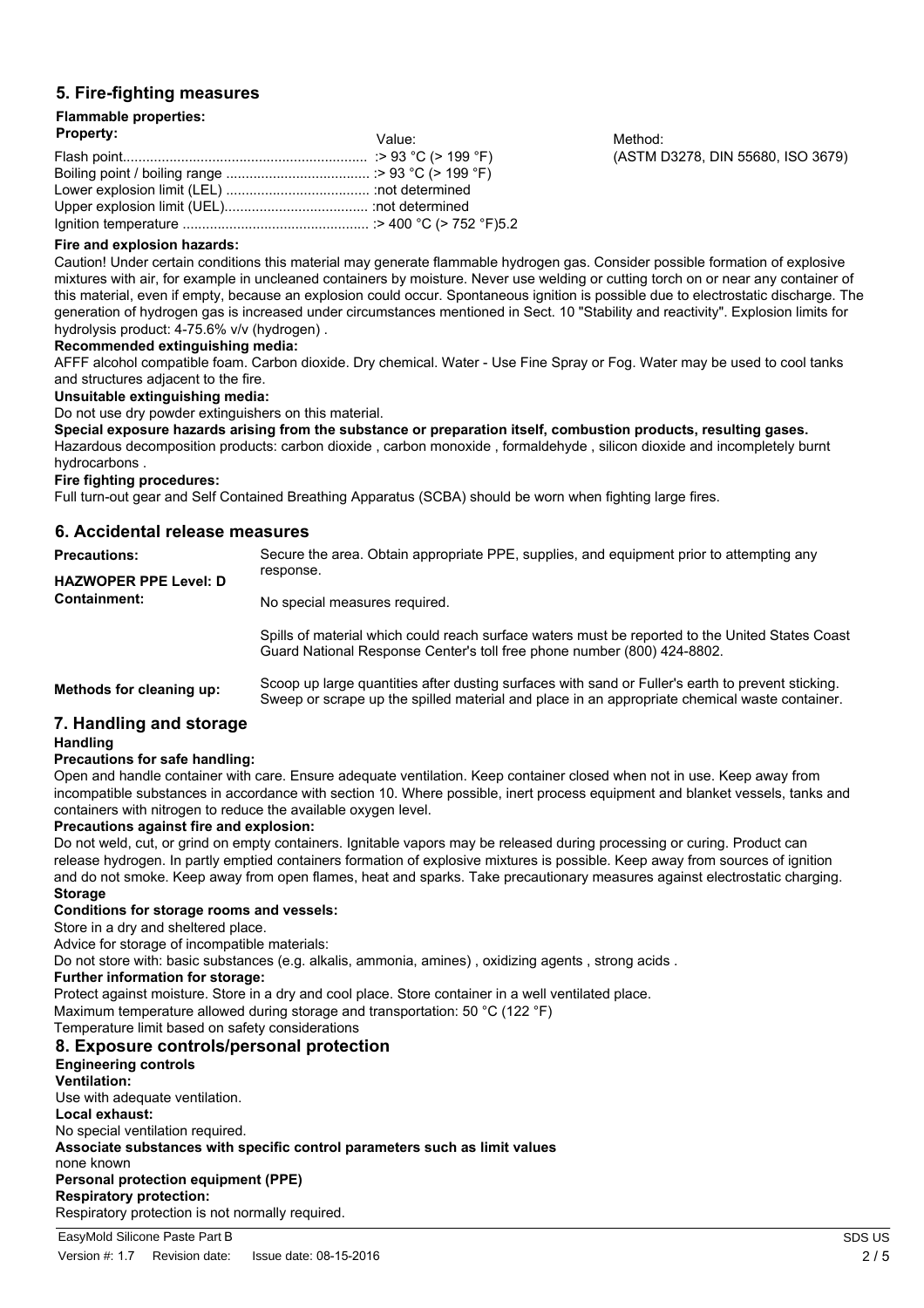## 5. Fire-fighting measures

**Flammable properties:**

| Property: | Value: | Method: |
|---|---|---|
| Flash point | :> 93 °C (> 199 °F) | (ASTM D3278, DIN 55680, ISO 3679) |
| Boiling point / boiling range | :> 93 °C (> 199 °F) | |
| Lower explosion limit (LEL) | :not determined | |
| Upper explosion limit (UEL) | :not determined | |
| Ignition temperature | :> 400 °C (> 752 °F)5.2 | |

**Fire and explosion hazards:**

Caution! Under certain conditions this material may generate flammable hydrogen gas. Consider possible formation of explosive mixtures with air, for example in uncleaned containers by moisture. Never use welding or cutting torch on or near any container of this material, even if empty, because an explosion could occur. Spontaneous ignition is possible due to electrostatic discharge. The generation of hydrogen gas is increased under circumstances mentioned in Sect. 10 "Stability and reactivity". Explosion limits for hydrolysis product: 4-75.6% v/v (hydrogen) .

**Recommended extinguishing media:**

AFFF alcohol compatible foam. Carbon dioxide. Dry chemical. Water - Use Fine Spray or Fog. Water may be used to cool tanks and structures adjacent to the fire.

**Unsuitable extinguishing media:**

Do not use dry powder extinguishers on this material.

**Special exposure hazards arising from the substance or preparation itself, combustion products, resulting gases.**

Hazardous decomposition products: carbon dioxide , carbon monoxide , formaldehyde , silicon dioxide and incompletely burnt hydrocarbons .

**Fire fighting procedures:**

Full turn-out gear and Self Contained Breathing Apparatus (SCBA) should be worn when fighting large fires.

## 6. Accidental release measures

**Precautions:** Secure the area. Obtain appropriate PPE, supplies, and equipment prior to attempting any response.

**HAZWOPER PPE Level: D**

**Containment:** No special measures required.

Spills of material which could reach surface waters must be reported to the United States Coast Guard National Response Center's toll free phone number (800) 424-8802.

**Methods for cleaning up:** Scoop up large quantities after dusting surfaces with sand or Fuller's earth to prevent sticking. Sweep or scrape up the spilled material and place in an appropriate chemical waste container.

## 7. Handling and storage

**Handling**

**Precautions for safe handling:**

Open and handle container with care. Ensure adequate ventilation. Keep container closed when not in use. Keep away from incompatible substances in accordance with section 10. Where possible, inert process equipment and blanket vessels, tanks and containers with nitrogen to reduce the available oxygen level.

**Precautions against fire and explosion:**

Do not weld, cut, or grind on empty containers. Ignitable vapors may be released during processing or curing. Product can release hydrogen. In partly emptied containers formation of explosive mixtures is possible. Keep away from sources of ignition and do not smoke. Keep away from open flames, heat and sparks. Take precautionary measures against electrostatic charging.

**Storage**

**Conditions for storage rooms and vessels:**

Store in a dry and sheltered place.

Advice for storage of incompatible materials:

Do not store with: basic substances (e.g. alkalis, ammonia, amines) , oxidizing agents , strong acids .

**Further information for storage:**

Protect against moisture. Store in a dry and cool place. Store container in a well ventilated place.

Maximum temperature allowed during storage and transportation: 50 °C (122 °F)

Temperature limit based on safety considerations

## 8. Exposure controls/personal protection

**Engineering controls**

**Ventilation:**

Use with adequate ventilation.

**Local exhaust:**

No special ventilation required.

**Associate substances with specific control parameters such as limit values**

none known

**Personal protection equipment (PPE)**

**Respiratory protection:**

Respiratory protection is not normally required.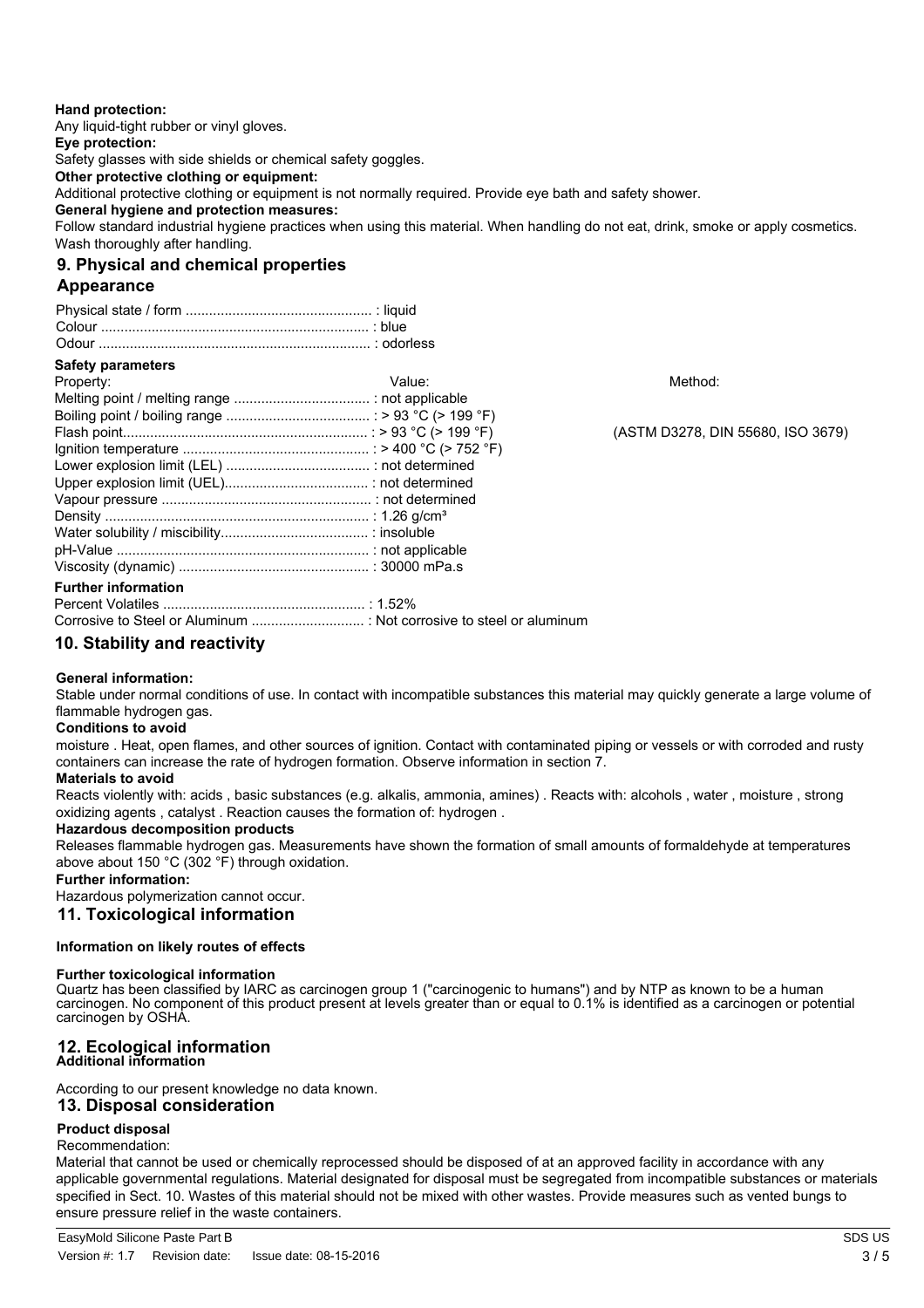**Hand protection:**

Any liquid-tight rubber or vinyl gloves.

**Eye protection:**

Safety glasses with side shields or chemical safety goggles.

**Other protective clothing or equipment:**

Additional protective clothing or equipment is not normally required. Provide eye bath and safety shower.

**General hygiene and protection measures:**

Follow standard industrial hygiene practices when using this material. When handling do not eat, drink, smoke or apply cosmetics. Wash thoroughly after handling.

## 9. Physical and chemical properties

### Appearance

Physical state / form ............................................... : liquid
Colour .................................................................... : blue
Odour ..................................................................... : odorless

**Safety parameters**

| Property: | Value: | Method: |
|---|---|---|
| Melting point / melting range | not applicable | |
| Boiling point / boiling range | > 93 °C (> 199 °F) | |
| Flash point | > 93 °C (> 199 °F) | (ASTM D3278, DIN 55680, ISO 3679) |
| Ignition temperature | > 400 °C (> 752 °F) | |
| Lower explosion limit (LEL) | not determined | |
| Upper explosion limit (UEL) | not determined | |
| Vapour pressure | not determined | |
| Density | 1.26 g/cm³ | |
| Water solubility / miscibility | insoluble | |
| pH-Value | not applicable | |
| Viscosity (dynamic) | 30000 mPa.s | |

**Further information**

Percent Volatiles ................................................... : 1.52%
Corrosive to Steel or Aluminum ............................ : Not corrosive to steel or aluminum

## 10. Stability and reactivity

**General information:**

Stable under normal conditions of use. In contact with incompatible substances this material may quickly generate a large volume of flammable hydrogen gas.

**Conditions to avoid**

moisture . Heat, open flames, and other sources of ignition. Contact with contaminated piping or vessels or with corroded and rusty containers can increase the rate of hydrogen formation. Observe information in section 7.

**Materials to avoid**

Reacts violently with: acids , basic substances (e.g. alkalis, ammonia, amines) . Reacts with: alcohols , water , moisture , strong oxidizing agents , catalyst . Reaction causes the formation of: hydrogen .

**Hazardous decomposition products**

Releases flammable hydrogen gas. Measurements have shown the formation of small amounts of formaldehyde at temperatures above about 150 °C (302 °F) through oxidation.

**Further information:**

Hazardous polymerization cannot occur.

## 11. Toxicological information

**Information on likely routes of effects**

**Further toxicological information**

Quartz has been classified by IARC as carcinogen group 1 ("carcinogenic to humans") and by NTP as known to be a human carcinogen. No component of this product present at levels greater than or equal to 0.1% is identified as a carcinogen or potential carcinogen by OSHA.

## 12. Ecological information

**Additional information**

According to our present knowledge no data known.

## 13. Disposal consideration

**Product disposal**

Recommendation:

Material that cannot be used or chemically reprocessed should be disposed of at an approved facility in accordance with any applicable governmental regulations. Material designated for disposal must be segregated from incompatible substances or materials specified in Sect. 10. Wastes of this material should not be mixed with other wastes. Provide measures such as vented bungs to ensure pressure relief in the waste containers.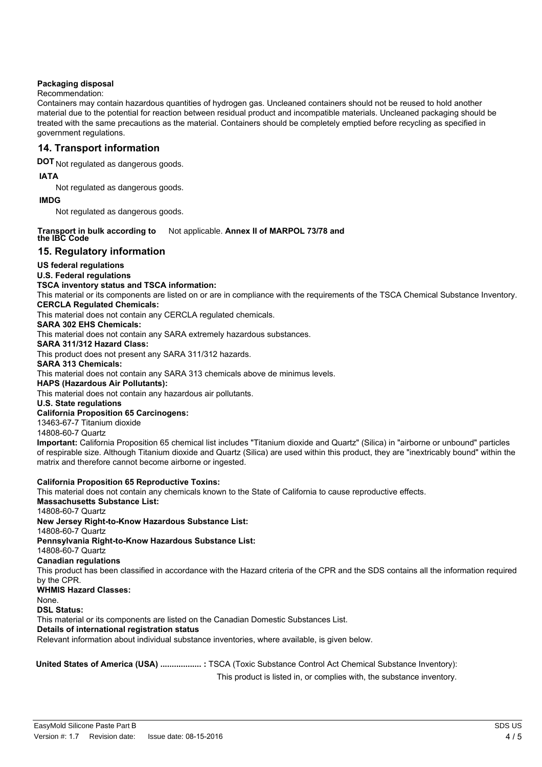**Packaging disposal**

Recommendation:

Containers may contain hazardous quantities of hydrogen gas. Uncleaned containers should not be reused to hold another material due to the potential for reaction between residual product and incompatible materials. Uncleaned packaging should be treated with the same precautions as the material. Containers should be completely emptied before recycling as specified in government regulations.

## 14. Transport information

**DOT** Not regulated as dangerous goods.

**IATA**

Not regulated as dangerous goods.

**IMDG**

Not regulated as dangerous goods.

**Transport in bulk according to Annex II of MARPOL 73/78 and the IBC Code** Not applicable.

## 15. Regulatory information

**US federal regulations**

**U.S. Federal regulations**

**TSCA inventory status and TSCA information:**

This material or its components are listed on or are in compliance with the requirements of the TSCA Chemical Substance Inventory.

**CERCLA Regulated Chemicals:**

This material does not contain any CERCLA regulated chemicals.

**SARA 302 EHS Chemicals:**

This material does not contain any SARA extremely hazardous substances.

**SARA 311/312 Hazard Class:**

This product does not present any SARA 311/312 hazards.

**SARA 313 Chemicals:**

This material does not contain any SARA 313 chemicals above de minimus levels.

**HAPS (Hazardous Air Pollutants):**

This material does not contain any hazardous air pollutants.

**U.S. State regulations**

**California Proposition 65 Carcinogens:**

13463-67-7 Titanium dioxide

14808-60-7 Quartz

**Important:** California Proposition 65 chemical list includes "Titanium dioxide and Quartz" (Silica) in "airborne or unbound" particles of respirable size. Although Titanium dioxide and Quartz (Silica) are used within this product, they are "inextricably bound" within the matrix and therefore cannot become airborne or ingested.

**California Proposition 65 Reproductive Toxins:**

This material does not contain any chemicals known to the State of California to cause reproductive effects.

**Massachusetts Substance List:**

14808-60-7 Quartz

**New Jersey Right-to-Know Hazardous Substance List:**

14808-60-7 Quartz

**Pennsylvania Right-to-Know Hazardous Substance List:**

14808-60-7 Quartz

**Canadian regulations**

This product has been classified in accordance with the Hazard criteria of the CPR and the SDS contains all the information required by the CPR.

**WHMIS Hazard Classes:**

None.

**DSL Status:**

This material or its components are listed on the Canadian Domestic Substances List.

**Details of international registration status**

Relevant information about individual substance inventories, where available, is given below.

**United States of America (USA) .................. :** TSCA (Toxic Substance Control Act Chemical Substance Inventory):

This product is listed in, or complies with, the substance inventory.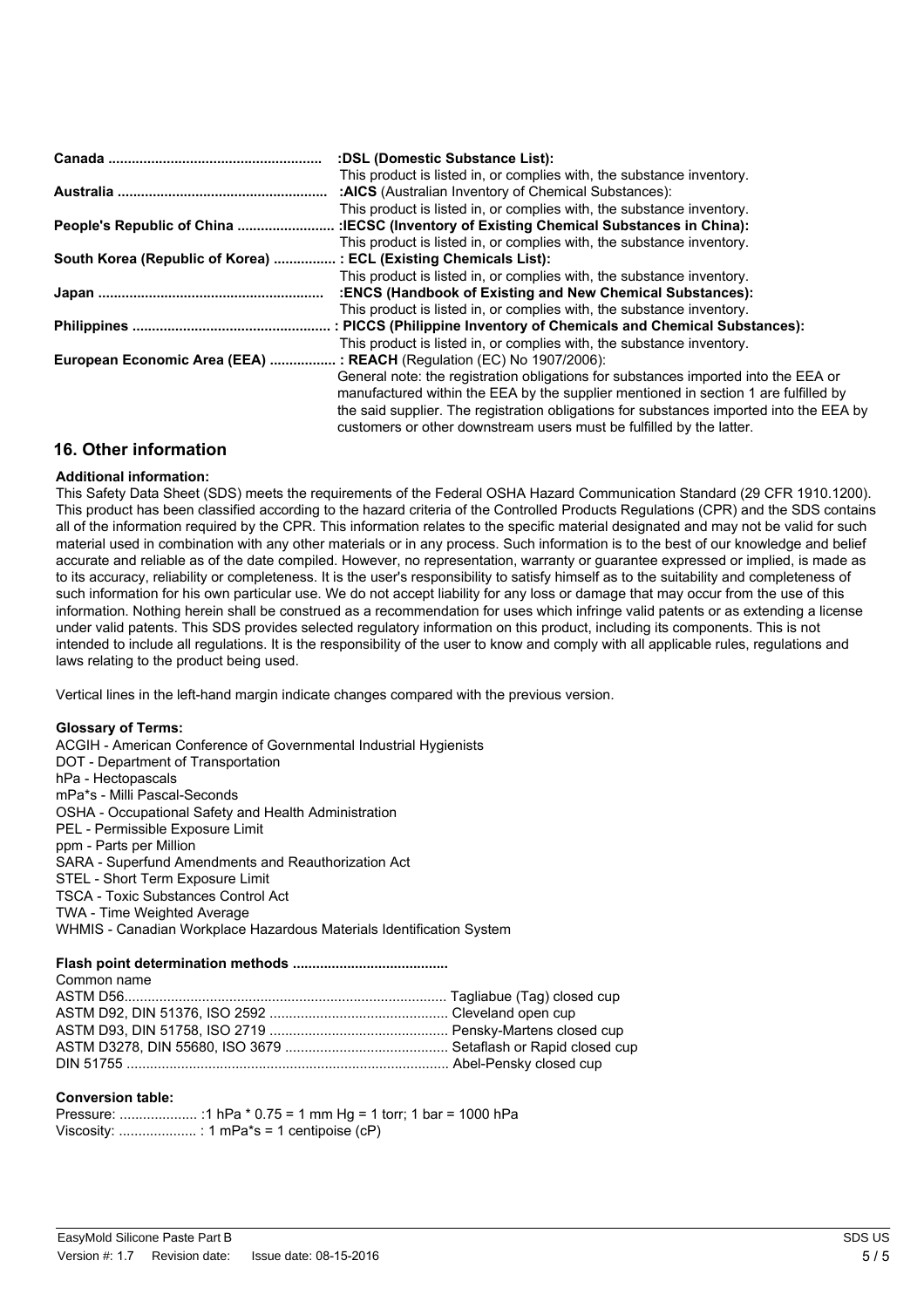**Canada** ...................................................... **:DSL (Domestic Substance List):**
This product is listed in, or complies with, the substance inventory.

**Australia** ...................................................... **:AICS** (Australian Inventory of Chemical Substances):
This product is listed in, or complies with, the substance inventory.

**People's Republic of China** ......................... **:IECSC (Inventory of Existing Chemical Substances in China):**
This product is listed in, or complies with, the substance inventory.

**South Korea (Republic of Korea)** ................ **: ECL (Existing Chemicals List):**
This product is listed in, or complies with, the substance inventory.

**Japan** ......................................................... **:ENCS (Handbook of Existing and New Chemical Substances):**
This product is listed in, or complies with, the substance inventory.

**Philippines** .................................................. **: PICCS (Philippine Inventory of Chemicals and Chemical Substances):**
This product is listed in, or complies with, the substance inventory.

**European Economic Area (EEA)** ................. **: REACH** (Regulation (EC) No 1907/2006):
General note: the registration obligations for substances imported into the EEA or manufactured within the EEA by the supplier mentioned in section 1 are fulfilled by the said supplier. The registration obligations for substances imported into the EEA by customers or other downstream users must be fulfilled by the latter.

## 16. Other information

**Additional information:**

This Safety Data Sheet (SDS) meets the requirements of the Federal OSHA Hazard Communication Standard (29 CFR 1910.1200). This product has been classified according to the hazard criteria of the Controlled Products Regulations (CPR) and the SDS contains all of the information required by the CPR. This information relates to the specific material designated and may not be valid for such material used in combination with any other materials or in any process. Such information is to the best of our knowledge and belief accurate and reliable as of the date compiled. However, no representation, warranty or guarantee expressed or implied, is made as to its accuracy, reliability or completeness. It is the user's responsibility to satisfy himself as to the suitability and completeness of such information for his own particular use. We do not accept liability for any loss or damage that may occur from the use of this information. Nothing herein shall be construed as a recommendation for uses which infringe valid patents or as extending a license under valid patents. This SDS provides selected regulatory information on this product, including its components. This is not intended to include all regulations. It is the responsibility of the user to know and comply with all applicable rules, regulations and laws relating to the product being used.

Vertical lines in the left-hand margin indicate changes compared with the previous version.

**Glossary of Terms:**

ACGIH - American Conference of Governmental Industrial Hygienists
DOT - Department of Transportation
hPa - Hectopascals
mPa*s - Milli Pascal-Seconds
OSHA - Occupational Safety and Health Administration
PEL - Permissible Exposure Limit
ppm - Parts per Million
SARA - Superfund Amendments and Reauthorization Act
STEL - Short Term Exposure Limit
TSCA - Toxic Substances Control Act
TWA - Time Weighted Average
WHMIS - Canadian Workplace Hazardous Materials Identification System

**Flash point determination methods** .......................................

Common name
ASTM D56................................................................................. Tagliabue (Tag) closed cup
ASTM D92, DIN 51376, ISO 2592 ............................................. Cleveland open cup
ASTM D93, DIN 51758, ISO 2719 ............................................. Pensky-Martens closed cup
ASTM D3278, DIN 55680, ISO 3679 .......................................... Setaflash or Rapid closed cup
DIN 51755 ................................................................................. Abel-Pensky closed cup

**Conversion table:**

Pressure: .................... :1 hPa * 0.75 = 1 mm Hg = 1 torr; 1 bar = 1000 hPa
Viscosity: .................... : 1 mPa*s = 1 centipoise (cP)

EasyMold Silicone Paste Part B
Version #: 1.7 Revision date: Issue date: 08-15-2016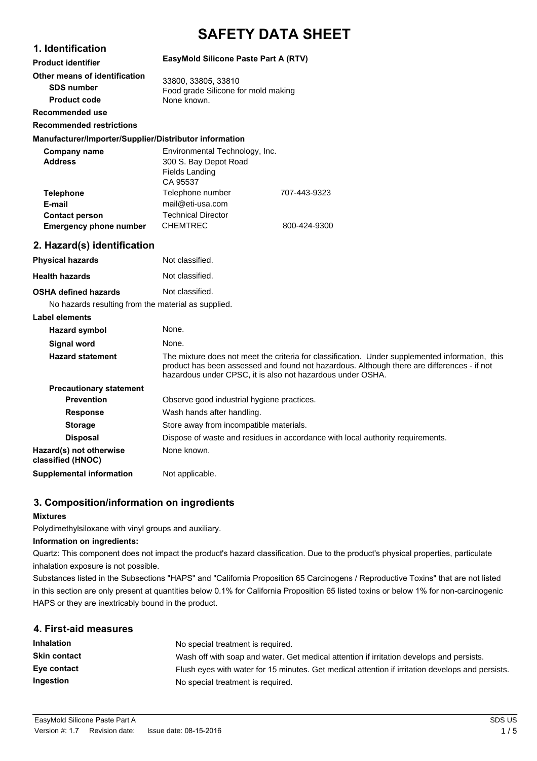# SAFETY DATA SHEET

## 1. Identification

| | | |
|---|---|---|
| **Product identifier** | **EasyMold Silicone Paste Part A (RTV)** | |
| **Other means of identification** | | |
| **SDS number** | 33800, 33805, 33810 | |
| **Product code** | | |
| **Recommended use** | Food grade Silicone for mold making | |
| **Recommended restrictions** | None known. | |

**Manufacturer/Importer/Supplier/Distributor information**

| | | |
|---|---|---|
| **Company name** | Environmental Technology, Inc. | |
| **Address** | 300 S. Bay Depot Road<br>Fields Landing<br>CA 95537 | |
| **Telephone** | Telephone number | 707-443-9323 |
| **E-mail** | mail@eti-usa.com | |
| **Contact person** | Technical Director | |
| **Emergency phone number** | CHEMTREC | 800-424-9300 |

## 2. Hazard(s) identification

| | |
|---|---|
| **Physical hazards** | Not classified. |
| **Health hazards** | Not classified. |
| **OSHA defined hazards** | Not classified. |

No hazards resulting from the material as supplied.

**Label elements**

| | |
|---|---|
| **Hazard symbol** | None. |
| **Signal word** | None. |
| **Hazard statement** | The mixture does not meet the criteria for classification. Under supplemented information, this product has been assessed and found not hazardous. Although there are differences - if not hazardous under CPSC, it is also not hazardous under OSHA. |
| **Precautionary statement** | |
| **Prevention** | Observe good industrial hygiene practices. |
| **Response** | Wash hands after handling. |
| **Storage** | Store away from incompatible materials. |
| **Disposal** | Dispose of waste and residues in accordance with local authority requirements. |
| **Hazard(s) not otherwise classified (HNOC)** | None known. |
| **Supplemental information** | Not applicable. |

## 3. Composition/information on ingredients

**Mixtures**

Polydimethylsiloxane with vinyl groups and auxiliary.

**Information on ingredients:**

Quartz: This component does not impact the product's hazard classification. Due to the product's physical properties, particulate inhalation exposure is not possible.

Substances listed in the Subsections "HAPS" and "California Proposition 65 Carcinogens / Reproductive Toxins" that are not listed in this section are only present at quantities below 0.1% for California Proposition 65 listed toxins or below 1% for non-carcinogenic HAPS or they are inextricably bound in the product.

## 4. First-aid measures

| | |
|---|---|
| **Inhalation** | No special treatment is required. |
| **Skin contact** | Wash off with soap and water. Get medical attention if irritation develops and persists. |
| **Eye contact** | Flush eyes with water for 15 minutes. Get medical attention if irritation develops and persists. |
| **Ingestion** | No special treatment is required. |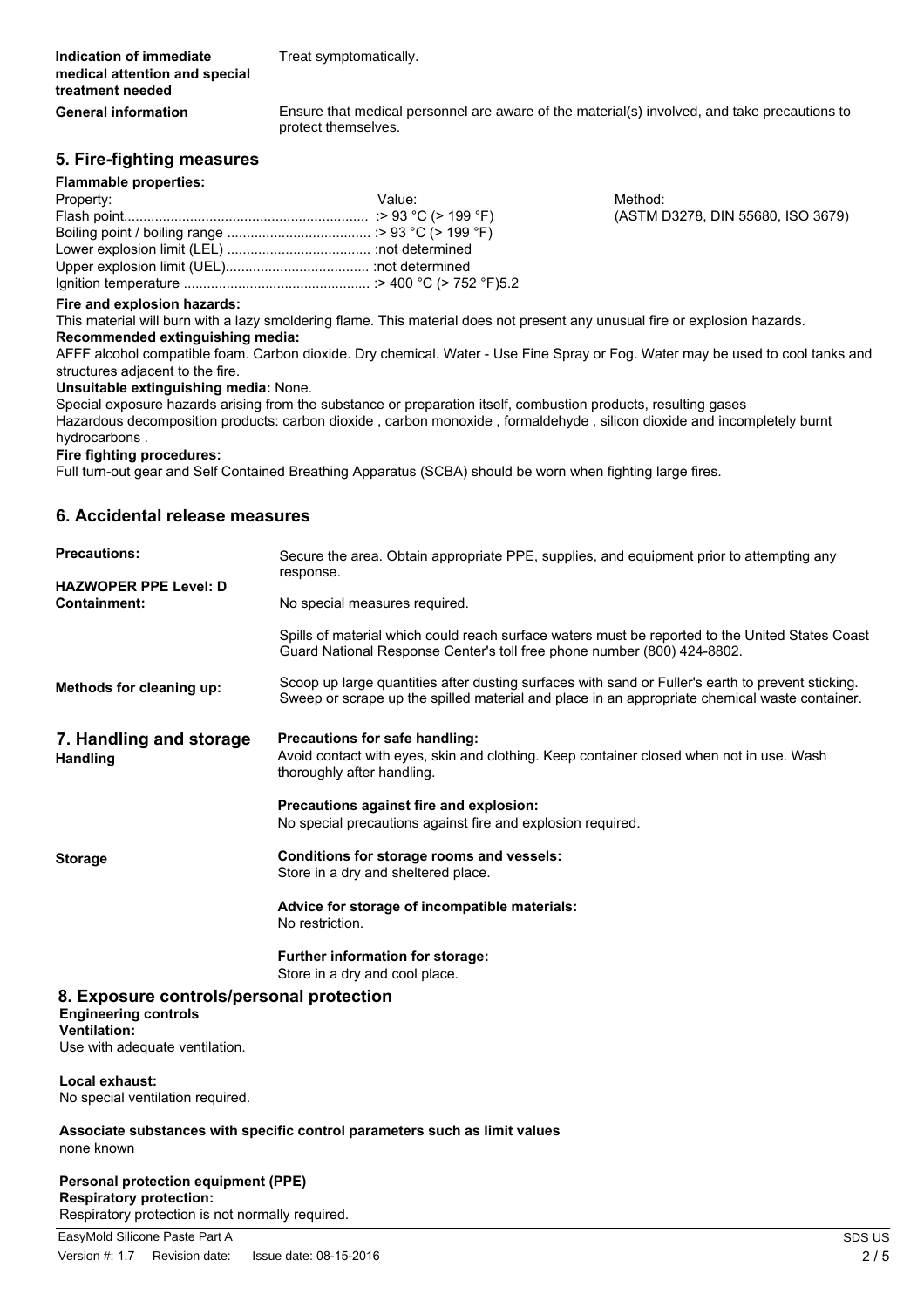| | |
|---|---|
| **Indication of immediate medical attention and special treatment needed** | Treat symptomatically. |
| **General information** | Ensure that medical personnel are aware of the material(s) involved, and take precautions to protect themselves. |

## 5. Fire-fighting measures

**Flammable properties:**

| Property: | Value: | Method: |
|---|---|---|
| Flash point | :> 93 °C (> 199 °F) | (ASTM D3278, DIN 55680, ISO 3679) |
| Boiling point / boiling range | :> 93 °C (> 199 °F) | |
| Lower explosion limit (LEL) | :not determined | |
| Upper explosion limit (UEL) | :not determined | |
| Ignition temperature | :> 400 °C (> 752 °F)5.2 | |

**Fire and explosion hazards:**
This material will burn with a lazy smoldering flame. This material does not present any unusual fire or explosion hazards.

**Recommended extinguishing media:**
AFFF alcohol compatible foam. Carbon dioxide. Dry chemical. Water - Use Fine Spray or Fog. Water may be used to cool tanks and structures adjacent to the fire.

**Unsuitable extinguishing media:** None.

Special exposure hazards arising from the substance or preparation itself, combustion products, resulting gases
Hazardous decomposition products: carbon dioxide , carbon monoxide , formaldehyde , silicon dioxide and incompletely burnt hydrocarbons .

**Fire fighting procedures:**
Full turn-out gear and Self Contained Breathing Apparatus (SCBA) should be worn when fighting large fires.

## 6. Accidental release measures

**Precautions:** Secure the area. Obtain appropriate PPE, supplies, and equipment prior to attempting any response.

**HAZWOPER PPE Level: D**

**Containment:** No special measures required.

Spills of material which could reach surface waters must be reported to the United States Coast Guard National Response Center's toll free phone number (800) 424-8802.

**Methods for cleaning up:** Scoop up large quantities after dusting surfaces with sand or Fuller's earth to prevent sticking. Sweep or scrape up the spilled material and place in an appropriate chemical waste container.

## 7. Handling and storage

**Handling**

**Precautions for safe handling:**
Avoid contact with eyes, skin and clothing. Keep container closed when not in use. Wash thoroughly after handling.

**Precautions against fire and explosion:**
No special precautions against fire and explosion required.

**Storage**

**Conditions for storage rooms and vessels:**
Store in a dry and sheltered place.

**Advice for storage of incompatible materials:**
No restriction.

**Further information for storage:**
Store in a dry and cool place.

## 8. Exposure controls/personal protection

**Engineering controls**

**Ventilation:**
Use with adequate ventilation.

**Local exhaust:**
No special ventilation required.

**Associate substances with specific control parameters such as limit values**
none known

**Personal protection equipment (PPE)**

**Respiratory protection:**
Respiratory protection is not normally required.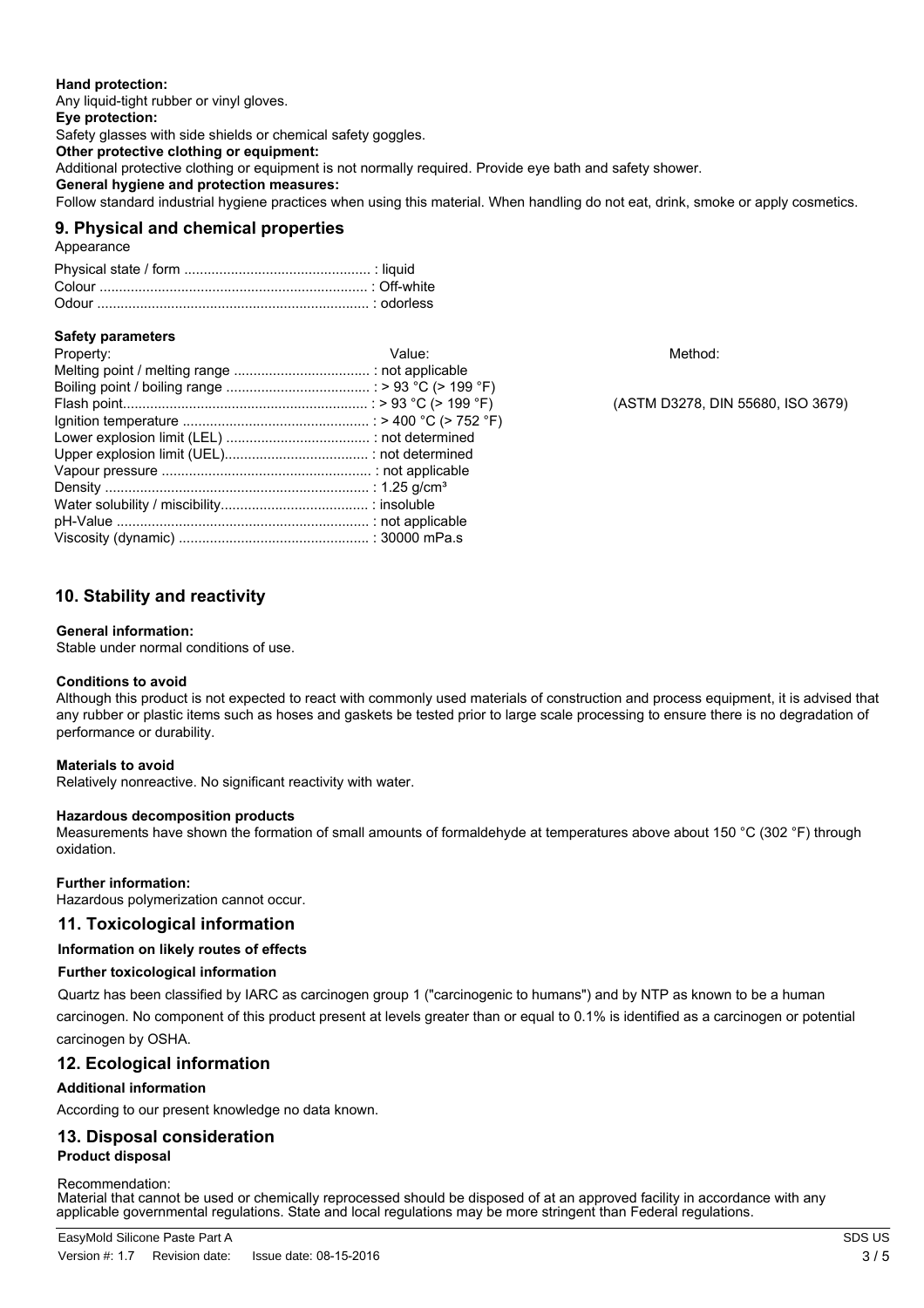**Hand protection:**
Any liquid-tight rubber or vinyl gloves.
**Eye protection:**
Safety glasses with side shields or chemical safety goggles.
**Other protective clothing or equipment:**
Additional protective clothing or equipment is not normally required. Provide eye bath and safety shower.
**General hygiene and protection measures:**
Follow standard industrial hygiene practices when using this material. When handling do not eat, drink, smoke or apply cosmetics.

## 9. Physical and chemical properties

Appearance

| | |
|---|---|
| Physical state / form | liquid |
| Colour | Off-white |
| Odour | odorless |

**Safety parameters**

| Property: | Value: | Method: |
|---|---|---|
| Melting point / melting range | not applicable | |
| Boiling point / boiling range | > 93 °C (> 199 °F) | |
| Flash point | > 93 °C (> 199 °F) | (ASTM D3278, DIN 55680, ISO 3679) |
| Ignition temperature | > 400 °C (> 752 °F) | |
| Lower explosion limit (LEL) | not determined | |
| Upper explosion limit (UEL) | not determined | |
| Vapour pressure | not applicable | |
| Density | 1.25 g/cm³ | |
| Water solubility / miscibility | insoluble | |
| pH-Value | not applicable | |
| Viscosity (dynamic) | 30000 mPa.s | |

## 10. Stability and reactivity

**General information:**
Stable under normal conditions of use.

**Conditions to avoid**
Although this product is not expected to react with commonly used materials of construction and process equipment, it is advised that any rubber or plastic items such as hoses and gaskets be tested prior to large scale processing to ensure there is no degradation of performance or durability.

**Materials to avoid**
Relatively nonreactive. No significant reactivity with water.

**Hazardous decomposition products**
Measurements have shown the formation of small amounts of formaldehyde at temperatures above about 150 °C (302 °F) through oxidation.

**Further information:**
Hazardous polymerization cannot occur.

## 11. Toxicological information

**Information on likely routes of effects**

**Further toxicological information**

Quartz has been classified by IARC as carcinogen group 1 ("carcinogenic to humans") and by NTP as known to be a human carcinogen. No component of this product present at levels greater than or equal to 0.1% is identified as a carcinogen or potential carcinogen by OSHA.

## 12. Ecological information

**Additional information**

According to our present knowledge no data known.

## 13. Disposal consideration

**Product disposal**

Recommendation:
Material that cannot be used or chemically reprocessed should be disposed of at an approved facility in accordance with any applicable governmental regulations. State and local regulations may be more stringent than Federal regulations.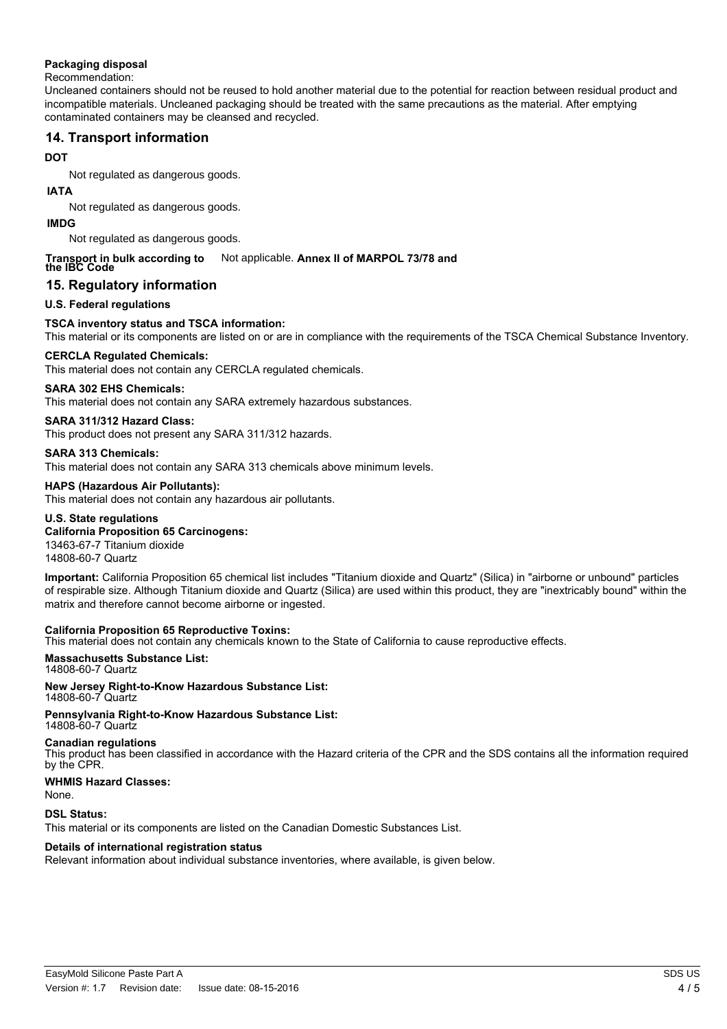**Packaging disposal**

Recommendation:

Uncleaned containers should not be reused to hold another material due to the potential for reaction between residual product and incompatible materials. Uncleaned packaging should be treated with the same precautions as the material. After emptying contaminated containers may be cleansed and recycled.

## 14. Transport information

**DOT**

Not regulated as dangerous goods.

**IATA**

Not regulated as dangerous goods.

**IMDG**

Not regulated as dangerous goods.

**Transport in bulk according to Annex II of MARPOL 73/78 and the IBC Code** Not applicable.

## 15. Regulatory information

**U.S. Federal regulations**

**TSCA inventory status and TSCA information:**

This material or its components are listed on or are in compliance with the requirements of the TSCA Chemical Substance Inventory.

**CERCLA Regulated Chemicals:**

This material does not contain any CERCLA regulated chemicals.

**SARA 302 EHS Chemicals:**

This material does not contain any SARA extremely hazardous substances.

**SARA 311/312 Hazard Class:**

This product does not present any SARA 311/312 hazards.

**SARA 313 Chemicals:**

This material does not contain any SARA 313 chemicals above minimum levels.

**HAPS (Hazardous Air Pollutants):**

This material does not contain any hazardous air pollutants.

**U.S. State regulations**

**California Proposition 65 Carcinogens:**

13463-67-7 Titanium dioxide

14808-60-7 Quartz

**Important:** California Proposition 65 chemical list includes "Titanium dioxide and Quartz" (Silica) in "airborne or unbound" particles of respirable size. Although Titanium dioxide and Quartz (Silica) are used within this product, they are "inextricably bound" within the matrix and therefore cannot become airborne or ingested.

**California Proposition 65 Reproductive Toxins:**

This material does not contain any chemicals known to the State of California to cause reproductive effects.

**Massachusetts Substance List:**

14808-60-7 Quartz

**New Jersey Right-to-Know Hazardous Substance List:**

14808-60-7 Quartz

**Pennsylvania Right-to-Know Hazardous Substance List:**

14808-60-7 Quartz

**Canadian regulations**

This product has been classified in accordance with the Hazard criteria of the CPR and the SDS contains all the information required by the CPR.

**WHMIS Hazard Classes:**

None.

**DSL Status:**

This material or its components are listed on the Canadian Domestic Substances List.

**Details of international registration status**

Relevant information about individual substance inventories, where available, is given below.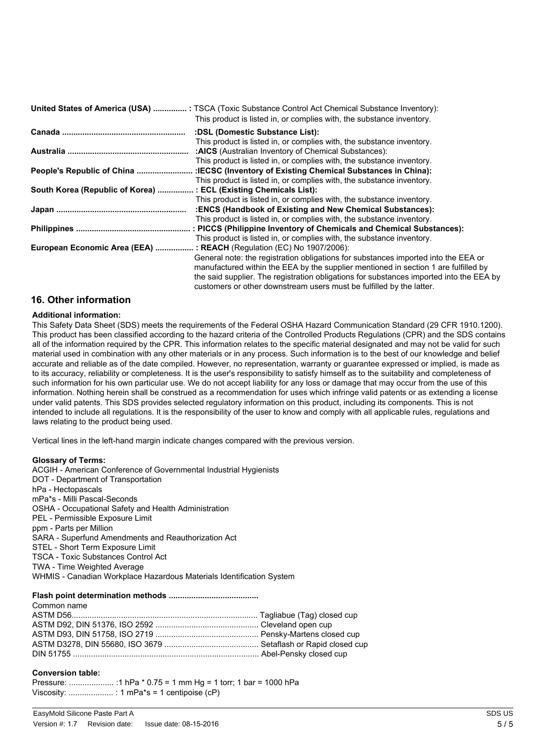| | |
|---|---|
| **United States of America (USA)** ............... | : TSCA (Toxic Substance Control Act Chemical Substance Inventory): This product is listed in, or complies with, the substance inventory. |
| **Canada** ...................................................... | **:DSL (Domestic Substance List):** This product is listed in, or complies with, the substance inventory. |
| **Australia** ..................................................... | **:AICS** (Australian Inventory of Chemical Substances): This product is listed in, or complies with, the substance inventory. |
| **People's Republic of China** ......................... | **:IECSC (Inventory of Existing Chemical Substances in China):** This product is listed in, or complies with, the substance inventory. |
| **South Korea (Republic of Korea)** ................ | **: ECL (Existing Chemicals List):** This product is listed in, or complies with, the substance inventory. |
| **Japan** ......................................................... | **:ENCS (Handbook of Existing and New Chemical Substances):** This product is listed in, or complies with, the substance inventory. |
| **Philippines** .................................................. | **: PICCS (Philippine Inventory of Chemicals and Chemical Substances):** This product is listed in, or complies with, the substance inventory. |
| **European Economic Area (EEA)** ................. | **: REACH** (Regulation (EC) No 1907/2006): General note: the registration obligations for substances imported into the EEA or manufactured within the EEA by the supplier mentioned in section 1 are fulfilled by the said supplier. The registration obligations for substances imported into the EEA by customers or other downstream users must be fulfilled by the latter. |

## 16. Other information

**Additional information:**

This Safety Data Sheet (SDS) meets the requirements of the Federal OSHA Hazard Communication Standard (29 CFR 1910.1200). This product has been classified according to the hazard criteria of the Controlled Products Regulations (CPR) and the SDS contains all of the information required by the CPR. This information relates to the specific material designated and may not be valid for such material used in combination with any other materials or in any process. Such information is to the best of our knowledge and belief accurate and reliable as of the date compiled. However, no representation, warranty or guarantee expressed or implied, is made as to its accuracy, reliability or completeness. It is the user's responsibility to satisfy himself as to the suitability and completeness of such information for his own particular use. We do not accept liability for any loss or damage that may occur from the use of this information. Nothing herein shall be construed as a recommendation for uses which infringe valid patents or as extending a license under valid patents. This SDS provides selected regulatory information on this product, including its components. This is not intended to include all regulations. It is the responsibility of the user to know and comply with all applicable rules, regulations and laws relating to the product being used.

Vertical lines in the left-hand margin indicate changes compared with the previous version.

**Glossary of Terms:**

ACGIH - American Conference of Governmental Industrial Hygienists
DOT - Department of Transportation
hPa - Hectopascals
mPa*s - Milli Pascal-Seconds
OSHA - Occupational Safety and Health Administration
PEL - Permissible Exposure Limit
ppm - Parts per Million
SARA - Superfund Amendments and Reauthorization Act
STEL - Short Term Exposure Limit
TSCA - Toxic Substances Control Act
TWA - Time Weighted Average
WHMIS - Canadian Workplace Hazardous Materials Identification System

**Flash point determination methods** .......................................

| Common name | |
|---|---|
| ASTM D56.................................................................................. | Tagliabue (Tag) closed cup |
| ASTM D92, DIN 51376, ISO 2592 ............................................. | Cleveland open cup |
| ASTM D93, DIN 51758, ISO 2719 ............................................. | Pensky-Martens closed cup |
| ASTM D3278, DIN 55680, ISO 3679 .......................................... | Setaflash or Rapid closed cup |
| DIN 51755 .................................................................................. | Abel-Pensky closed cup |

**Conversion table:**

Pressure: .................... :1 hPa * 0.75 = 1 mm Hg = 1 torr; 1 bar = 1000 hPa
Viscosity: .................... : 1 mPa*s = 1 centipoise (cP)

EasyMold Silicone Paste Part A
Version #: 1.7 Revision date: Issue date: 08-15-2016